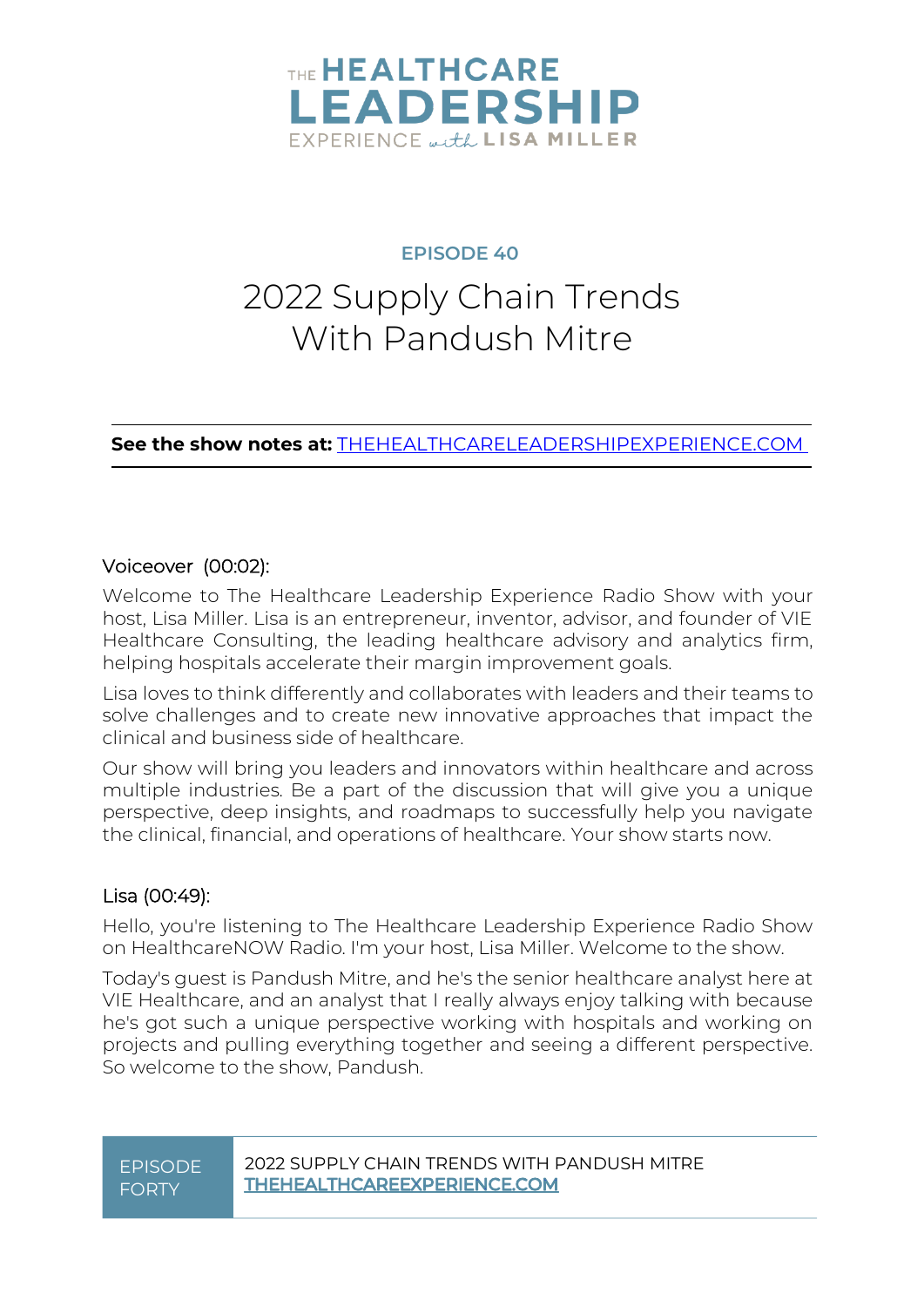# THE HEALTHCARE LEADERSHIP EXPERIENCE with LISA MILLER

## EPISODE 40

# 2022 Supply Chain Trends With Pandush Mitre

**See the show notes at:** [THEHEALTHCARELEADERSHIPEXPERIENCE.COM](https://THEHEALTHCARELEADERSHIPEXPERIENCE.COM)

Voiceover (00:02):

Welcome to The Healthcare Leadership Experience Radio Show with your host, Lisa Miller. Lisa is an entrepreneur, inventor, advisor, and founder of VIE Healthcare Consulting, the leading healthcare advisory and analytics firm, helping hospitals accelerate their margin improvement goals.

Lisa loves to think differently and collaborates with leaders and their teams to solve challenges and to create new innovative approaches that impact the clinical and business side of healthcare.

Our show will bring you leaders and innovators within healthcare and across multiple industries. Be a part of the discussion that will give you a unique perspective, deep insights, and roadmaps to successfully help you navigate the clinical, financial, and operations of healthcare. Your show starts now.

Lisa (00:49):

Hello, you're listening to The Healthcare Leadership Experience Radio Show on HealthcareNOW Radio. I'm your host, Lisa Miller. Welcome to the show.

Today's guest is Pandush Mitre, and he's the senior healthcare analyst here at VIE Healthcare, and an analyst that I really always enjoy talking with because he's got such a unique perspective working with hospitals and working on projects and pulling everything together and seeing a different perspective. So welcome to the show, Pandush.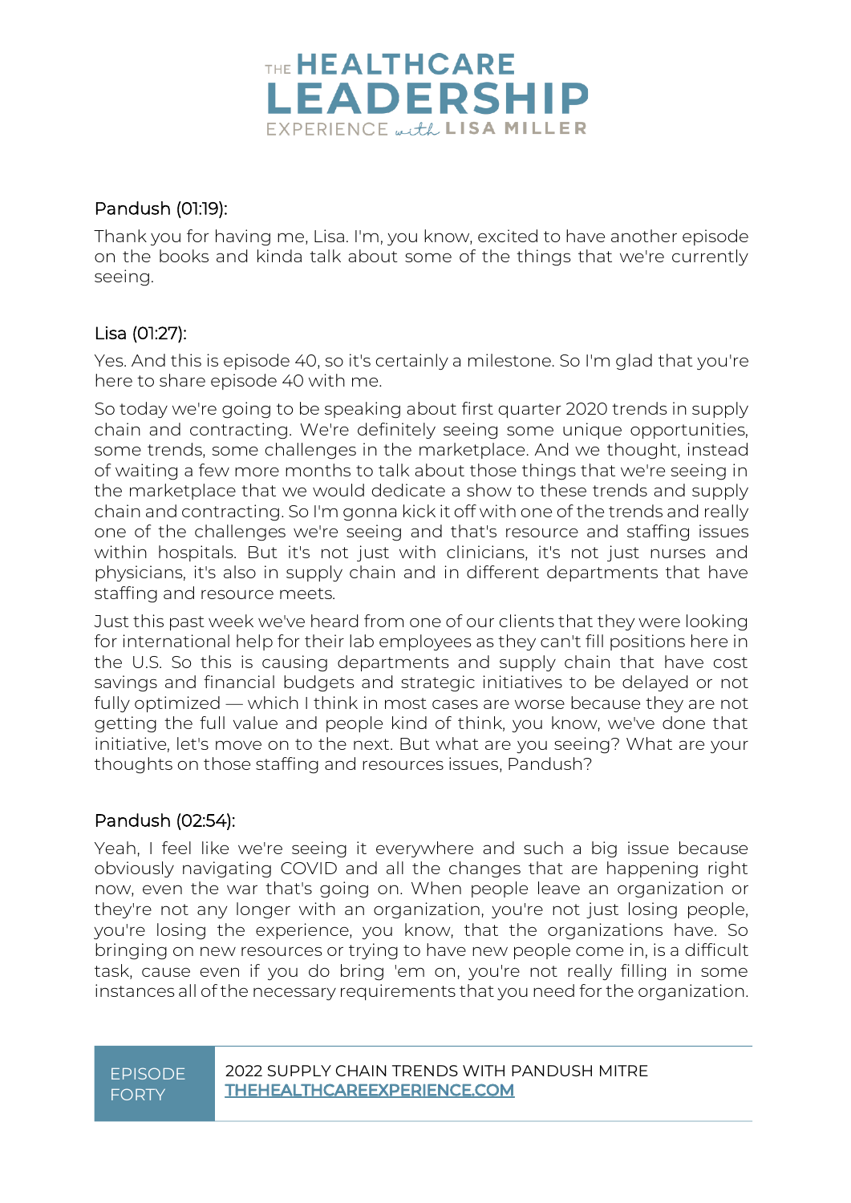Pandush (01:19):

Thank you for having me, Lisa. I'm, you know, excited to have another episode on the books and kinda talk about some of the things that we're currently seeing.

Lisa (01:27):

Yes. And this is episode 40, so it's certainly a milestone. So I'm glad that you're here to share episode 40 with me.

So today we're going to be speaking about first quarter 2020 trends in supply chain and contracting. We're definitely seeing some unique opportunities, some trends, some challenges in the marketplace. And we thought, instead of waiting a few more months to talk about those things that we're seeing in the marketplace that we would dedicate a show to these trends and supply chain and contracting. So I'm gonna kick it off with one of the trends and really one of the challenges we're seeing and that's resource and staffing issues within hospitals. But it's not just with clinicians, it's not just nurses and physicians, it's also in supply chain and in different departments that have staffing and resource meets.

Just this past week we've heard from one of our clients that they were looking for international help for their lab employees as they can't fill positions here in the U.S. So this is causing departments and supply chain that have cost savings and financial budgets and strategic initiatives to be delayed or not fully optimized — which I think in most cases are worse because they are not getting the full value and people kind of think, you know, we've done that initiative, let's move on to the next. But what are you seeing? What are your thoughts on those staffing and resources issues, Pandush?

Pandush (02:54):

Yeah, I feel like we're seeing it everywhere and such a big issue because obviously navigating COVID and all the changes that are happening right now, even the war that's going on. When people leave an organization or they're not any longer with an organization, you're not just losing people, you're losing the experience, you know, that the organizations have. So bringing on new resources or trying to have new people come in, is a difficult task, cause even if you do bring 'em on, you're not really filling in some instances all of the necessary requirements that you need for the organization.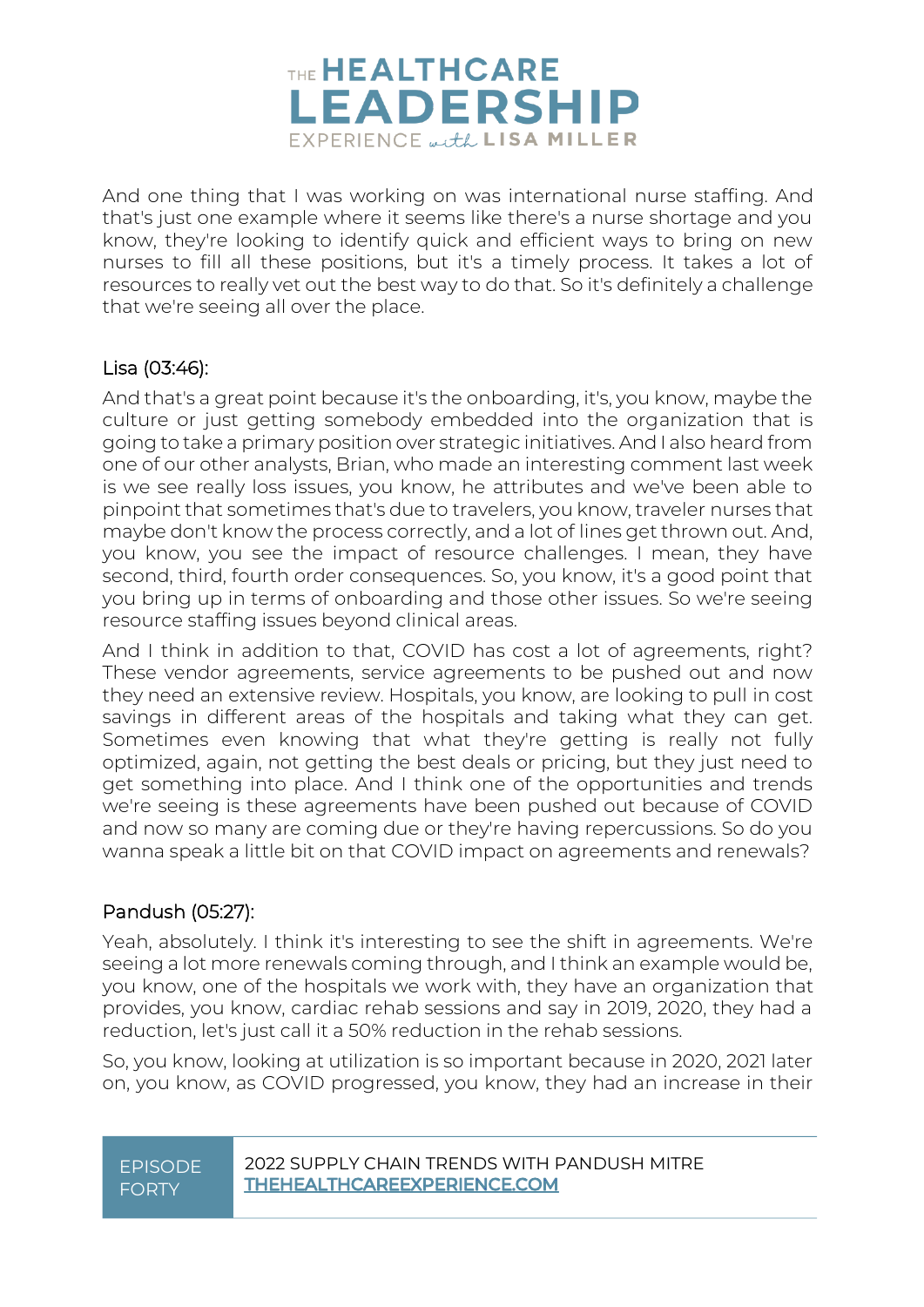And one thing that I was working on was international nurse staffing. And that's just one example where it seems like there's a nurse shortage and you know, they're looking to identify quick and efficient ways to bring on new nurses to fill all these positions, but it's a timely process. It takes a lot of resources to really vet out the best way to do that. So it's definitely a challenge that we're seeing all over the place.

Lisa (03:46):

And that's a great point because it's the onboarding, it's, you know, maybe the culture or just getting somebody embedded into the organization that is going to take a primary position over strategic initiatives. And I also heard from one of our other analysts, Brian, who made an interesting comment last week is we see really loss issues, you know, he attributes and we've been able to pinpoint that sometimes that's due to travelers, you know, traveler nurses that maybe don't know the process correctly, and a lot of lines get thrown out. And, you know, you see the impact of resource challenges. I mean, they have second, third, fourth order consequences. So, you know, it's a good point that you bring up in terms of onboarding and those other issues. So we're seeing resource staffing issues beyond clinical areas.

And I think in addition to that, COVID has cost a lot of agreements, right? These vendor agreements, service agreements to be pushed out and now they need an extensive review. Hospitals, you know, are looking to pull in cost savings in different areas of the hospitals and taking what they can get. Sometimes even knowing that what they're getting is really not fully optimized, again, not getting the best deals or pricing, but they just need to get something into place. And I think one of the opportunities and trends we're seeing is these agreements have been pushed out because of COVID and now so many are coming due or they're having repercussions. So do you wanna speak a little bit on that COVID impact on agreements and renewals?

Pandush (05:27):

Yeah, absolutely. I think it's interesting to see the shift in agreements. We're seeing a lot more renewals coming through, and I think an example would be, you know, one of the hospitals we work with, they have an organization that provides, you know, cardiac rehab sessions and say in 2019, 2020, they had a reduction, let's just call it a 50% reduction in the rehab sessions.

So, you know, looking at utilization is so important because in 2020, 2021 later on, you know, as COVID progressed, you know, they had an increase in their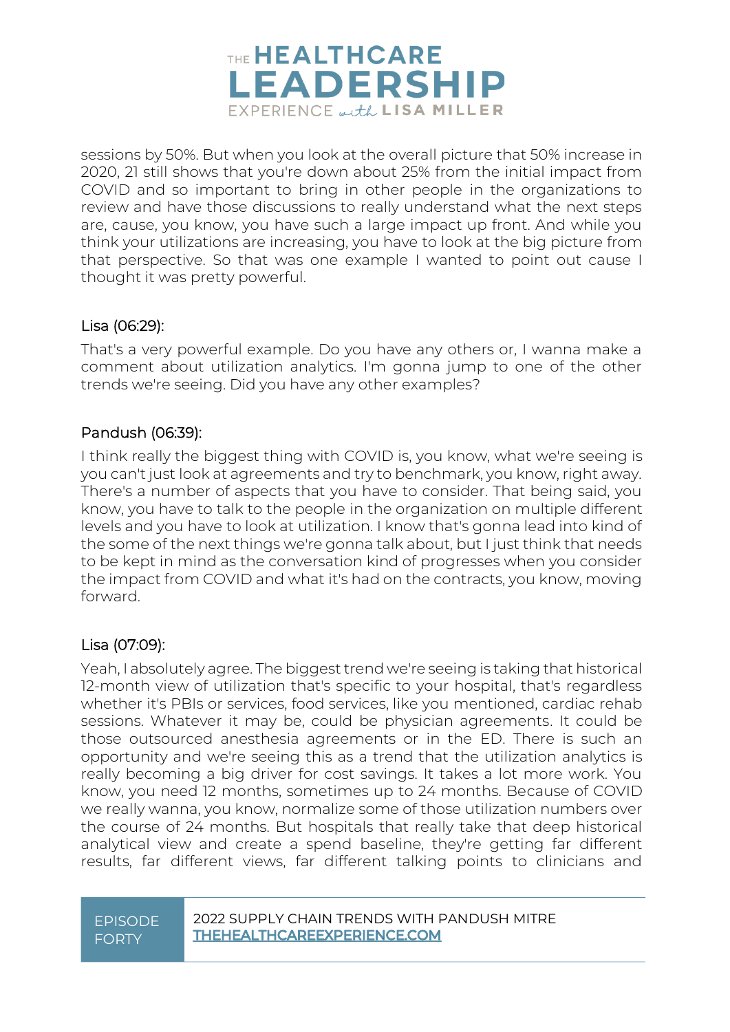sessions by 50%. But when you look at the overall picture that 50% increase in 2020, 21 still shows that you're down about 25% from the initial impact from COVID and so important to bring in other people in the organizations to review and have those discussions to really understand what the next steps are, cause, you know, you have such a large impact up front. And while you think your utilizations are increasing, you have to look at the big picture from that perspective. So that was one example I wanted to point out cause I thought it was pretty powerful.

Lisa (06:29):

That's a very powerful example. Do you have any others or, I wanna make a comment about utilization analytics. I'm gonna jump to one of the other trends we're seeing. Did you have any other examples?

Pandush (06:39):

I think really the biggest thing with COVID is, you know, what we're seeing is you can't just look at agreements and try to benchmark, you know, right away. There's a number of aspects that you have to consider. That being said, you know, you have to talk to the people in the organization on multiple different levels and you have to look at utilization. I know that's gonna lead into kind of the some of the next things we're gonna talk about, but I just think that needs to be kept in mind as the conversation kind of progresses when you consider the impact from COVID and what it's had on the contracts, you know, moving forward.

Lisa (07:09):

Yeah, I absolutely agree. The biggest trend we're seeing is taking that historical 12-month view of utilization that's specific to your hospital, that's regardless whether it's PBIs or services, food services, like you mentioned, cardiac rehab sessions. Whatever it may be, could be physician agreements. It could be those outsourced anesthesia agreements or in the ED. There is such an opportunity and we're seeing this as a trend that the utilization analytics is really becoming a big driver for cost savings. It takes a lot more work. You know, you need 12 months, sometimes up to 24 months. Because of COVID we really wanna, you know, normalize some of those utilization numbers over the course of 24 months. But hospitals that really take that deep historical analytical view and create a spend baseline, they're getting far different results, far different views, far different talking points to clinicians and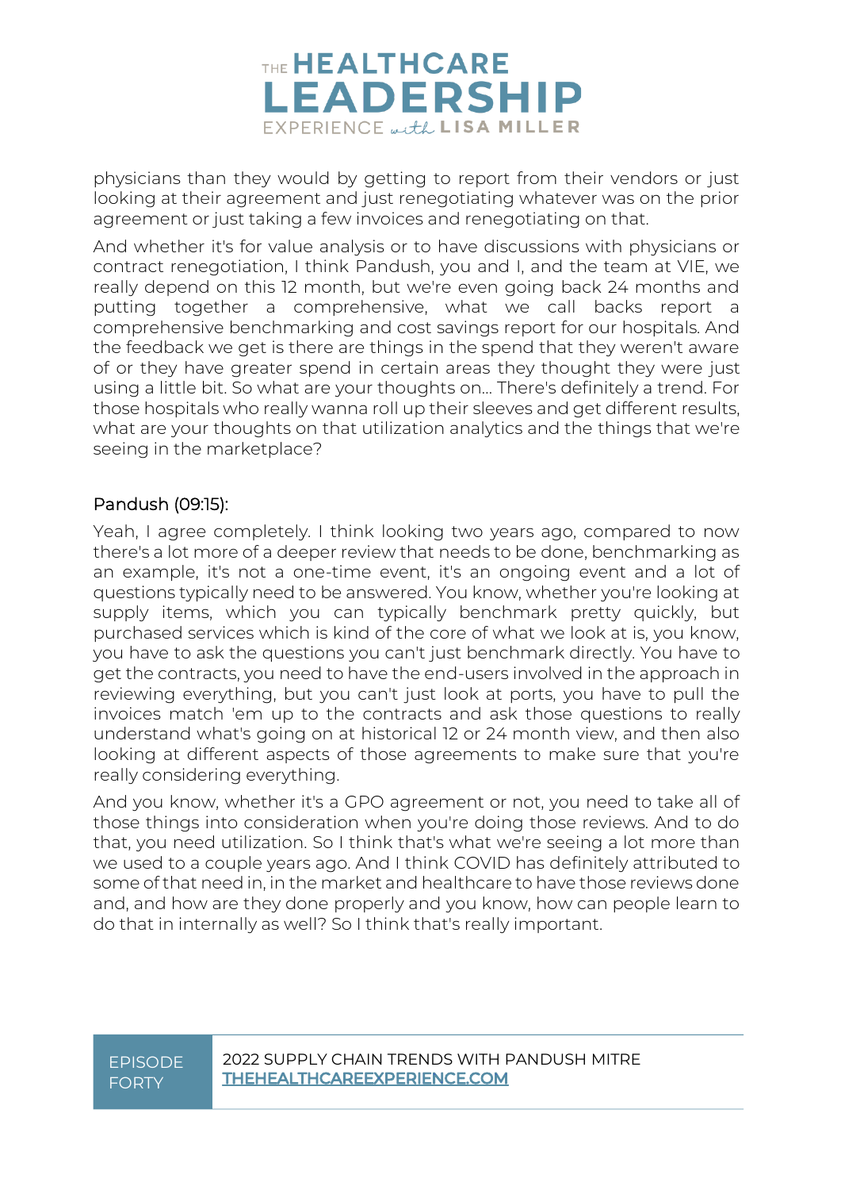physicians than they would by getting to report from their vendors or just looking at their agreement and just renegotiating whatever was on the prior agreement or just taking a few invoices and renegotiating on that.

And whether it's for value analysis or to have discussions with physicians or contract renegotiation, I think Pandush, you and I, and the team at VIE, we really depend on this 12 month, but we're even going back 24 months and putting together a comprehensive, what we call backs report a comprehensive benchmarking and cost savings report for our hospitals. And the feedback we get is there are things in the spend that they weren't aware of or they have greater spend in certain areas they thought they were just using a little bit. So what are your thoughts on... There's definitely a trend. For those hospitals who really wanna roll up their sleeves and get different results, what are your thoughts on that utilization analytics and the things that we're seeing in the marketplace?

### Pandush (09:15):

Yeah, I agree completely. I think looking two years ago, compared to now there's a lot more of a deeper review that needs to be done, benchmarking as an example, it's not a one-time event, it's an ongoing event and a lot of questions typically need to be answered. You know, whether you're looking at supply items, which you can typically benchmark pretty quickly, but purchased services which is kind of the core of what we look at is, you know, you have to ask the questions you can't just benchmark directly. You have to get the contracts, you need to have the end-users involved in the approach in reviewing everything, but you can't just look at ports, you have to pull the invoices match 'em up to the contracts and ask those questions to really understand what's going on at historical 12 or 24 month view, and then also looking at different aspects of those agreements to make sure that you're really considering everything.

And you know, whether it's a GPO agreement or not, you need to take all of those things into consideration when you're doing those reviews. And to do that, you need utilization. So I think that's what we're seeing a lot more than we used to a couple years ago. And I think COVID has definitely attributed to some of that need in, in the market and healthcare to have those reviews done and, and how are they done properly and you know, how can people learn to do that in internally as well? So I think that's really important.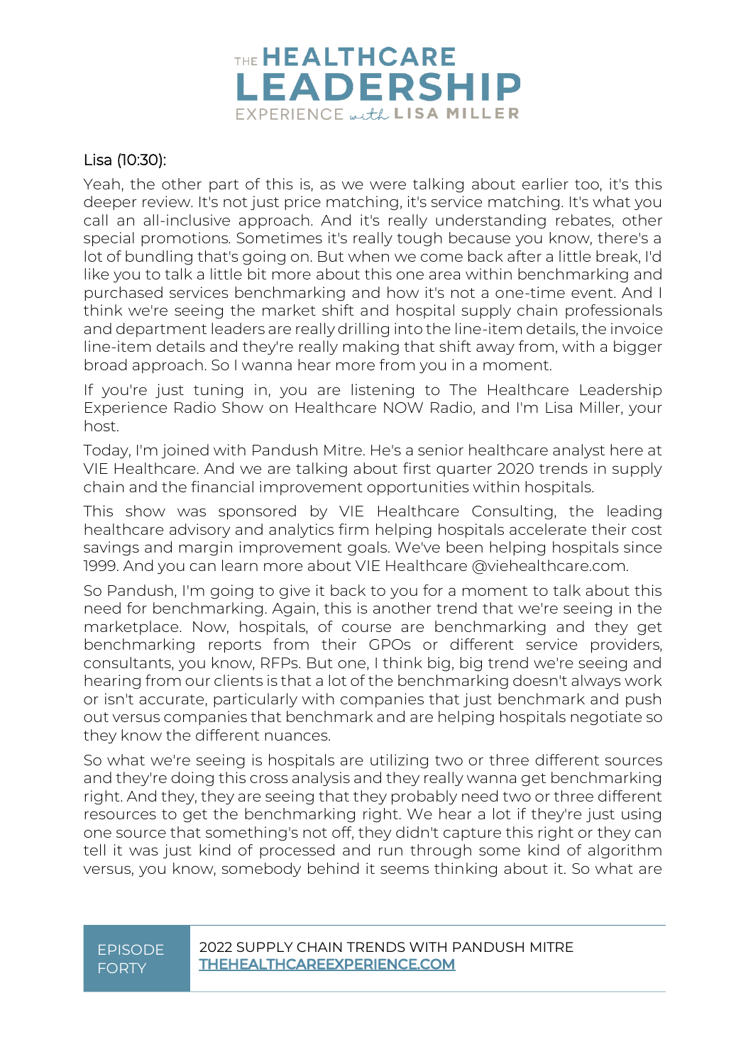Lisa (10:30):

Yeah, the other part of this is, as we were talking about earlier too, it's this deeper review. It's not just price matching, it's service matching. It's what you call an all-inclusive approach. And it's really understanding rebates, other special promotions. Sometimes it's really tough because you know, there's a lot of bundling that's going on. But when we come back after a little break, I'd like you to talk a little bit more about this one area within benchmarking and purchased services benchmarking and how it's not a one-time event. And I think we're seeing the market shift and hospital supply chain professionals and department leaders are really drilling into the line-item details, the invoice line-item details and they're really making that shift away from, with a bigger broad approach. So I wanna hear more from you in a moment.

If you're just tuning in, you are listening to The Healthcare Leadership Experience Radio Show on Healthcare NOW Radio, and I'm Lisa Miller, your host.

Today, I'm joined with Pandush Mitre. He's a senior healthcare analyst here at VIE Healthcare. And we are talking about first quarter 2020 trends in supply chain and the financial improvement opportunities within hospitals.

This show was sponsored by VIE Healthcare Consulting, the leading healthcare advisory and analytics firm helping hospitals accelerate their cost savings and margin improvement goals. We've been helping hospitals since 1999. And you can learn more about VIE Healthcare @viehealthcare.com.

So Pandush, I'm going to give it back to you for a moment to talk about this need for benchmarking. Again, this is another trend that we're seeing in the marketplace. Now, hospitals, of course are benchmarking and they get benchmarking reports from their GPOs or different service providers, consultants, you know, RFPs. But one, I think big, big trend we're seeing and hearing from our clients is that a lot of the benchmarking doesn't always work or isn't accurate, particularly with companies that just benchmark and push out versus companies that benchmark and are helping hospitals negotiate so they know the different nuances.

So what we're seeing is hospitals are utilizing two or three different sources and they're doing this cross analysis and they really wanna get benchmarking right. And they, they are seeing that they probably need two or three different resources to get the benchmarking right. We hear a lot if they're just using one source that something's not off, they didn't capture this right or they can tell it was just kind of processed and run through some kind of algorithm versus, you know, somebody behind it seems thinking about it. So what are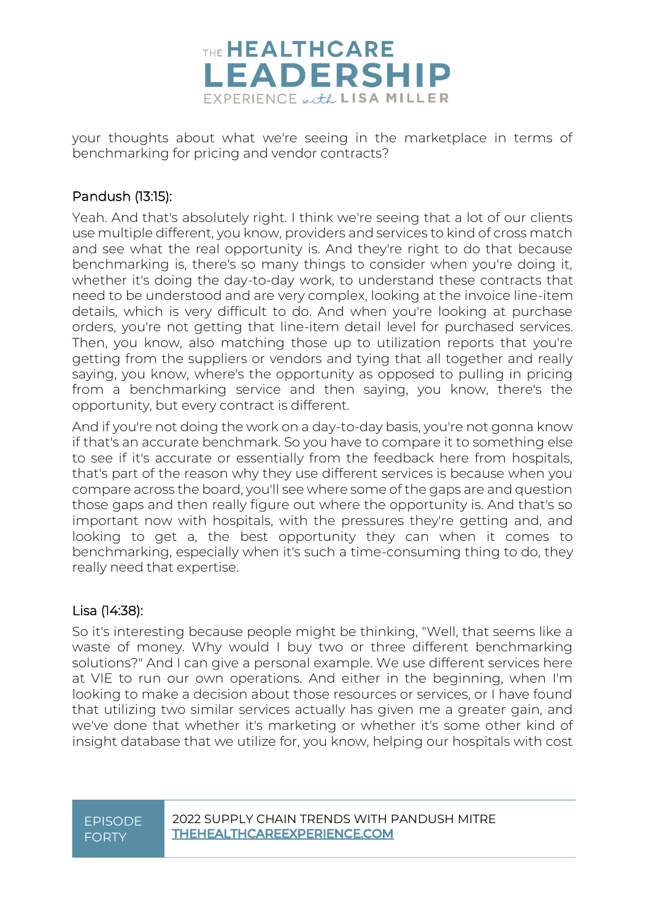your thoughts about what we're seeing in the marketplace in terms of benchmarking for pricing and vendor contracts?

### Pandush (13:15):

Yeah. And that's absolutely right. I think we're seeing that a lot of our clients use multiple different, you know, providers and services to kind of cross match and see what the real opportunity is. And they're right to do that because benchmarking is, there's so many things to consider when you're doing it, whether it's doing the day-to-day work, to understand these contracts that need to be understood and are very complex, looking at the invoice line-item details, which is very difficult to do. And when you're looking at purchase orders, you're not getting that line-item detail level for purchased services. Then, you know, also matching those up to utilization reports that you're getting from the suppliers or vendors and tying that all together and really saying, you know, where's the opportunity as opposed to pulling in pricing from a benchmarking service and then saying, you know, there's the opportunity, but every contract is different.

And if you're not doing the work on a day-to-day basis, you're not gonna know if that's an accurate benchmark. So you have to compare it to something else to see if it's accurate or essentially from the feedback here from hospitals, that's part of the reason why they use different services is because when you compare across the board, you'll see where some of the gaps are and question those gaps and then really figure out where the opportunity is. And that's so important now with hospitals, with the pressures they're getting and, and looking to get a, the best opportunity they can when it comes to benchmarking, especially when it's such a time-consuming thing to do, they really need that expertise.

### Lisa (14:38):

So it's interesting because people might be thinking, "Well, that seems like a waste of money. Why would I buy two or three different benchmarking solutions?" And I can give a personal example. We use different services here at VIE to run our own operations. And either in the beginning, when I'm looking to make a decision about those resources or services, or I have found that utilizing two similar services actually has given me a greater gain, and we've done that whether it's marketing or whether it's some other kind of insight database that we utilize for, you know, helping our hospitals with cost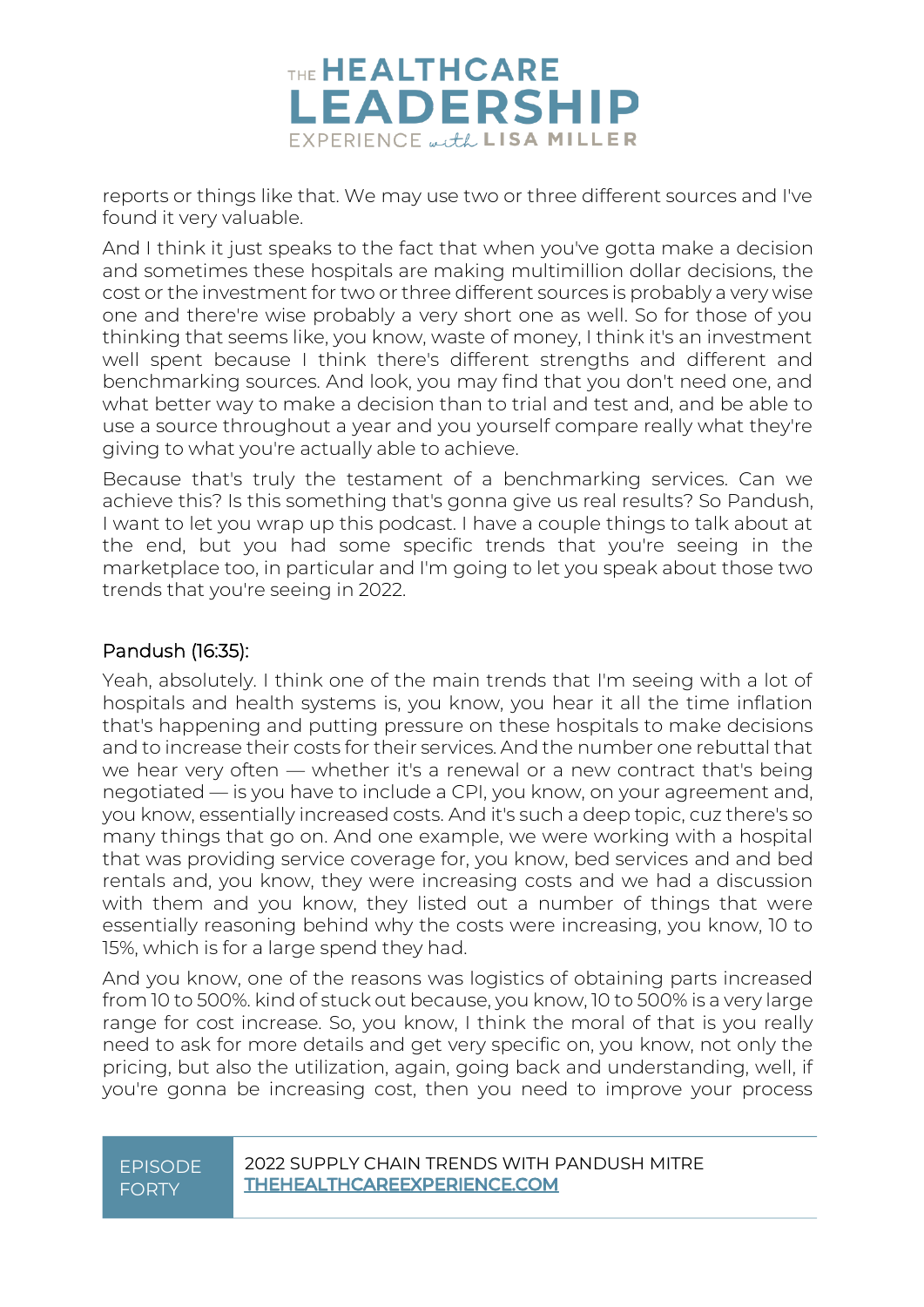reports or things like that. We may use two or three different sources and I've found it very valuable.

And I think it just speaks to the fact that when you've gotta make a decision and sometimes these hospitals are making multimillion dollar decisions, the cost or the investment for two or three different sources is probably a very wise one and there're wise probably a very short one as well. So for those of you thinking that seems like, you know, waste of money, I think it's an investment well spent because I think there's different strengths and different and benchmarking sources. And look, you may find that you don't need one, and what better way to make a decision than to trial and test and, and be able to use a source throughout a year and you yourself compare really what they're giving to what you're actually able to achieve.

Because that's truly the testament of a benchmarking services. Can we achieve this? Is this something that's gonna give us real results? So Pandush, I want to let you wrap up this podcast. I have a couple things to talk about at the end, but you had some specific trends that you're seeing in the marketplace too, in particular and I'm going to let you speak about those two trends that you're seeing in 2022.

### Pandush (16:35):

Yeah, absolutely. I think one of the main trends that I'm seeing with a lot of hospitals and health systems is, you know, you hear it all the time inflation that's happening and putting pressure on these hospitals to make decisions and to increase their costs for their services. And the number one rebuttal that we hear very often — whether it's a renewal or a new contract that's being negotiated — is you have to include a CPI, you know, on your agreement and, you know, essentially increased costs. And it's such a deep topic, cuz there's so many things that go on. And one example, we were working with a hospital that was providing service coverage for, you know, bed services and and bed rentals and, you know, they were increasing costs and we had a discussion with them and you know, they listed out a number of things that were essentially reasoning behind why the costs were increasing, you know, 10 to 15%, which is for a large spend they had.

And you know, one of the reasons was logistics of obtaining parts increased from 10 to 500%. kind of stuck out because, you know, 10 to 500% is a very large range for cost increase. So, you know, I think the moral of that is you really need to ask for more details and get very specific on, you know, not only the pricing, but also the utilization, again, going back and understanding, well, if you're gonna be increasing cost, then you need to improve your process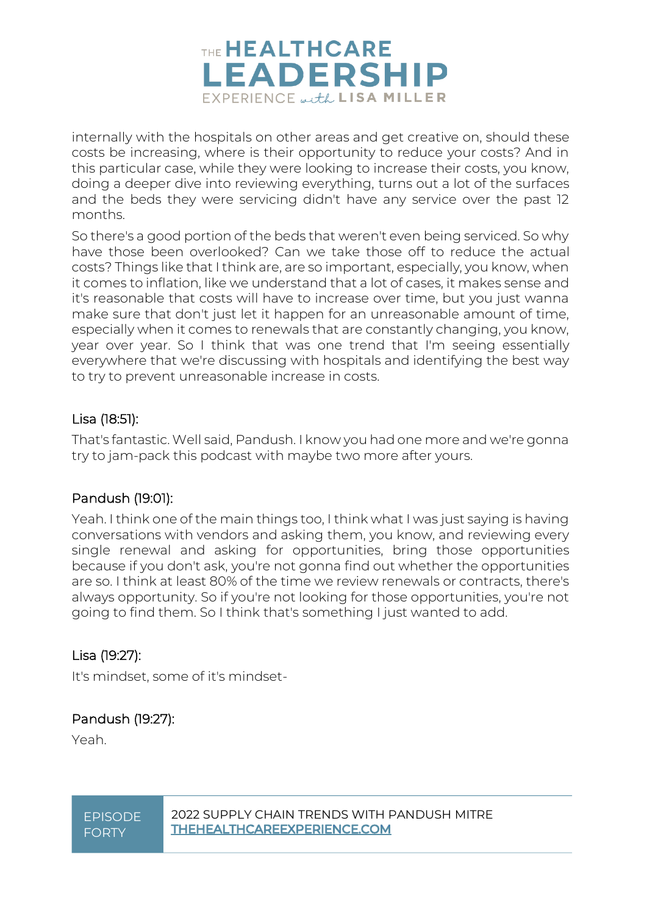internally with the hospitals on other areas and get creative on, should these costs be increasing, where is their opportunity to reduce your costs? And in this particular case, while they were looking to increase their costs, you know, doing a deeper dive into reviewing everything, turns out a lot of the surfaces and the beds they were servicing didn't have any service over the past 12 months.

So there's a good portion of the beds that weren't even being serviced. So why have those been overlooked? Can we take those off to reduce the actual costs? Things like that I think are, are so important, especially, you know, when it comes to inflation, like we understand that a lot of cases, it makes sense and it's reasonable that costs will have to increase over time, but you just wanna make sure that don't just let it happen for an unreasonable amount of time, especially when it comes to renewals that are constantly changing, you know, year over year. So I think that was one trend that I'm seeing essentially everywhere that we're discussing with hospitals and identifying the best way to try to prevent unreasonable increase in costs.

Lisa (18:51):

That's fantastic. Well said, Pandush. I know you had one more and we're gonna try to jam-pack this podcast with maybe two more after yours.

Pandush (19:01):

Yeah. I think one of the main things too, I think what I was just saying is having conversations with vendors and asking them, you know, and reviewing every single renewal and asking for opportunities, bring those opportunities because if you don't ask, you're not gonna find out whether the opportunities are so. I think at least 80% of the time we review renewals or contracts, there's always opportunity. So if you're not looking for those opportunities, you're not going to find them. So I think that's something I just wanted to add.

Lisa (19:27):

It's mindset, some of it's mindset-

Pandush (19:27):

Yeah.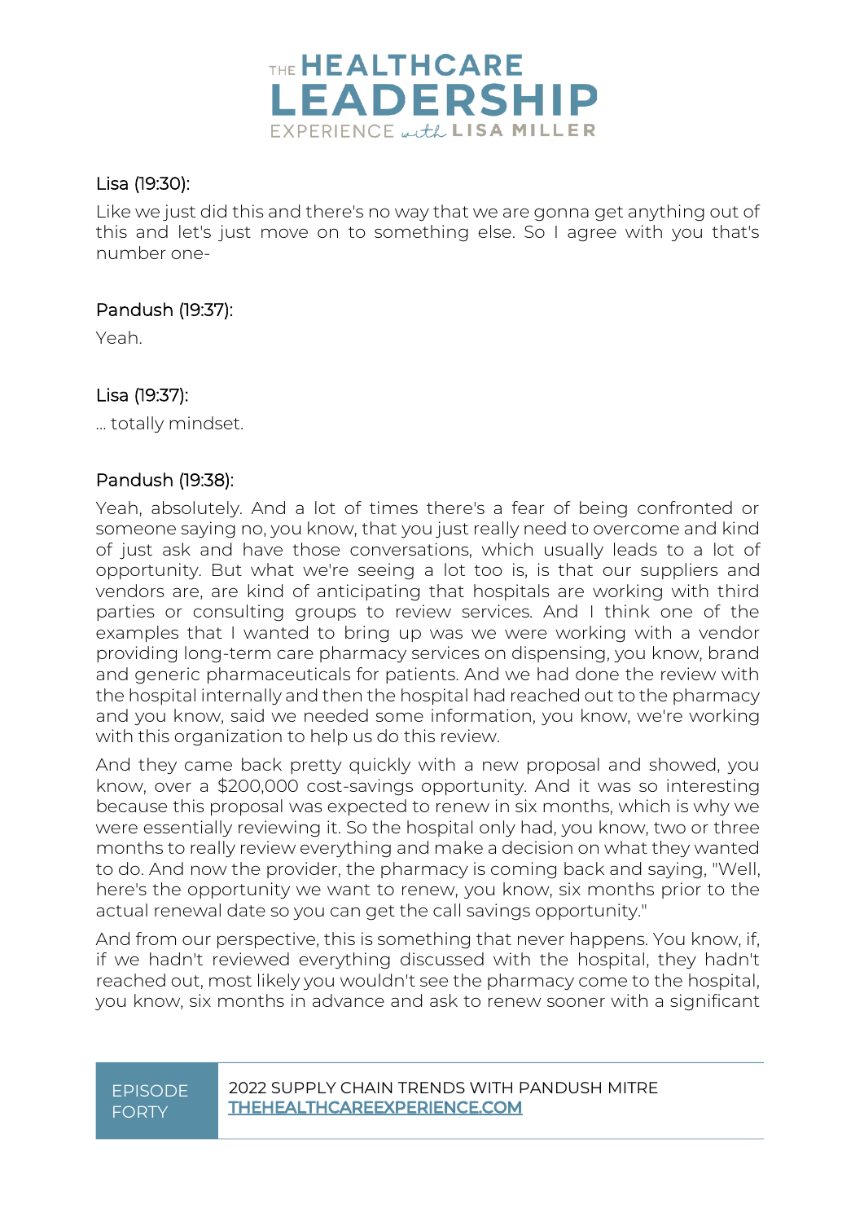Lisa (19:30):

Like we just did this and there's no way that we are gonna get anything out of this and let's just move on to something else. So I agree with you that's number one-

Pandush (19:37):

Yeah.

Lisa (19:37):

... totally mindset.

Pandush (19:38):

Yeah, absolutely. And a lot of times there's a fear of being confronted or someone saying no, you know, that you just really need to overcome and kind of just ask and have those conversations, which usually leads to a lot of opportunity. But what we're seeing a lot too is, is that our suppliers and vendors are, are kind of anticipating that hospitals are working with third parties or consulting groups to review services. And I think one of the examples that I wanted to bring up was we were working with a vendor providing long-term care pharmacy services on dispensing, you know, brand and generic pharmaceuticals for patients. And we had done the review with the hospital internally and then the hospital had reached out to the pharmacy and you know, said we needed some information, you know, we're working with this organization to help us do this review.

And they came back pretty quickly with a new proposal and showed, you know, over a $200,000 cost-savings opportunity. And it was so interesting because this proposal was expected to renew in six months, which is why we were essentially reviewing it. So the hospital only had, you know, two or three months to really review everything and make a decision on what they wanted to do. And now the provider, the pharmacy is coming back and saying, "Well, here's the opportunity we want to renew, you know, six months prior to the actual renewal date so you can get the call savings opportunity."

And from our perspective, this is something that never happens. You know, if, if we hadn't reviewed everything discussed with the hospital, they hadn't reached out, most likely you wouldn't see the pharmacy come to the hospital, you know, six months in advance and ask to renew sooner with a significant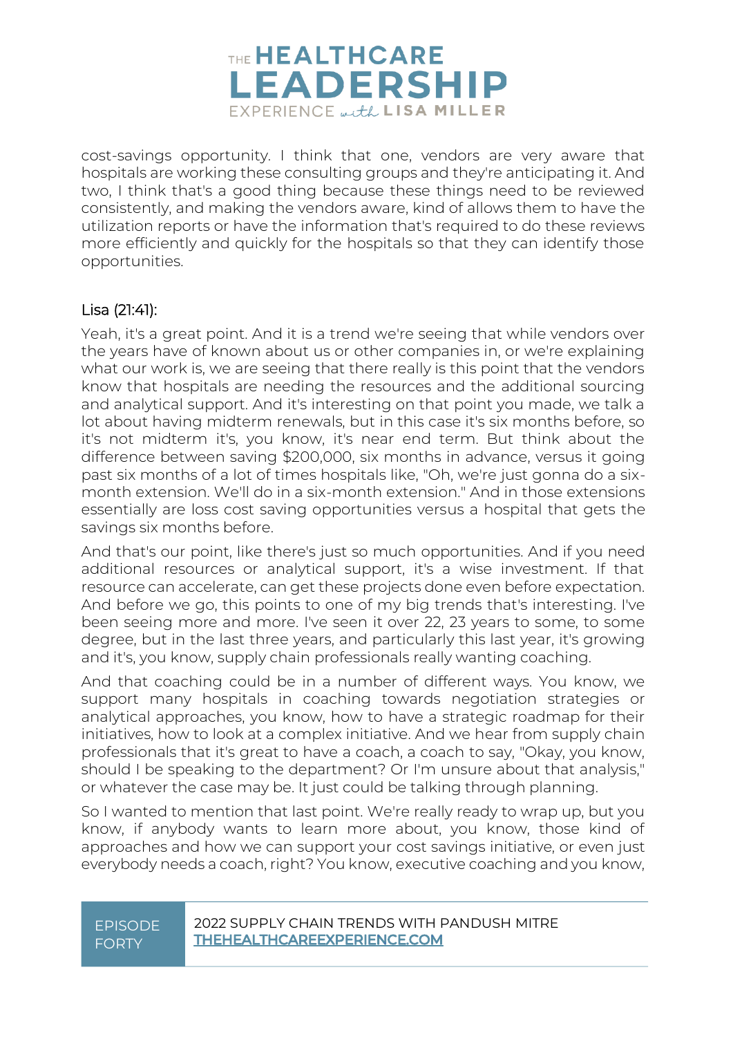cost-savings opportunity. I think that one, vendors are very aware that hospitals are working these consulting groups and they're anticipating it. And two, I think that's a good thing because these things need to be reviewed consistently, and making the vendors aware, kind of allows them to have the utilization reports or have the information that's required to do these reviews more efficiently and quickly for the hospitals so that they can identify those opportunities.

Lisa (21:41):

Yeah, it's a great point. And it is a trend we're seeing that while vendors over the years have of known about us or other companies in, or we're explaining what our work is, we are seeing that there really is this point that the vendors know that hospitals are needing the resources and the additional sourcing and analytical support. And it's interesting on that point you made, we talk a lot about having midterm renewals, but in this case it's six months before, so it's not midterm it's, you know, it's near end term. But think about the difference between saving $200,000, six months in advance, versus it going past six months of a lot of times hospitals like, "Oh, we're just gonna do a six-month extension. We'll do in a six-month extension." And in those extensions essentially are loss cost saving opportunities versus a hospital that gets the savings six months before.

And that's our point, like there's just so much opportunities. And if you need additional resources or analytical support, it's a wise investment. If that resource can accelerate, can get these projects done even before expectation. And before we go, this points to one of my big trends that's interesting. I've been seeing more and more. I've seen it over 22, 23 years to some, to some degree, but in the last three years, and particularly this last year, it's growing and it's, you know, supply chain professionals really wanting coaching.

And that coaching could be in a number of different ways. You know, we support many hospitals in coaching towards negotiation strategies or analytical approaches, you know, how to have a strategic roadmap for their initiatives, how to look at a complex initiative. And we hear from supply chain professionals that it's great to have a coach, a coach to say, "Okay, you know, should I be speaking to the department? Or I'm unsure about that analysis," or whatever the case may be. It just could be talking through planning.

So I wanted to mention that last point. We're really ready to wrap up, but you know, if anybody wants to learn more about, you know, those kind of approaches and how we can support your cost savings initiative, or even just everybody needs a coach, right? You know, executive coaching and you know,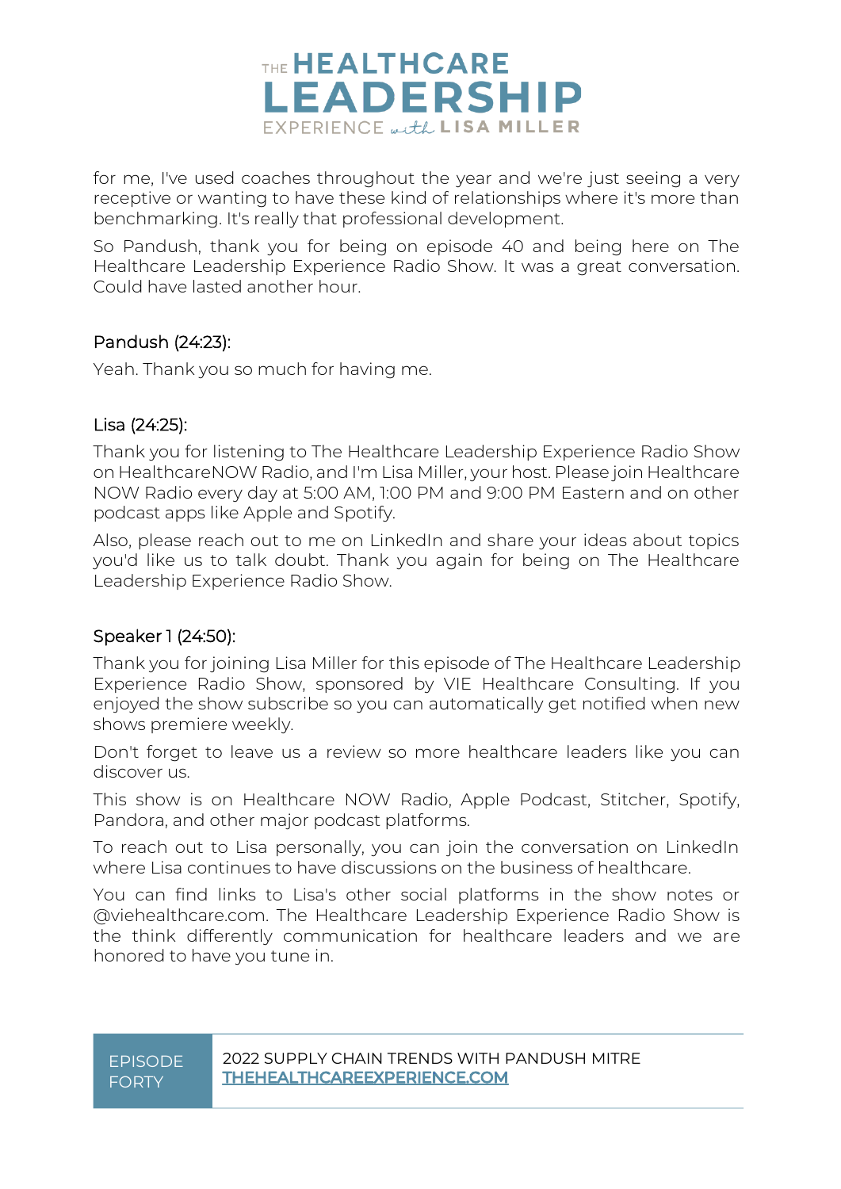for me, I've used coaches throughout the year and we're just seeing a very receptive or wanting to have these kind of relationships where it's more than benchmarking. It's really that professional development.

So Pandush, thank you for being on episode 40 and being here on The Healthcare Leadership Experience Radio Show. It was a great conversation. Could have lasted another hour.

Pandush (24:23):

Yeah. Thank you so much for having me.

Lisa (24:25):

Thank you for listening to The Healthcare Leadership Experience Radio Show on HealthcareNOW Radio, and I'm Lisa Miller, your host. Please join Healthcare NOW Radio every day at 5:00 AM, 1:00 PM and 9:00 PM Eastern and on other podcast apps like Apple and Spotify.

Also, please reach out to me on LinkedIn and share your ideas about topics you'd like us to talk doubt. Thank you again for being on The Healthcare Leadership Experience Radio Show.

Speaker 1 (24:50):

Thank you for joining Lisa Miller for this episode of The Healthcare Leadership Experience Radio Show, sponsored by VIE Healthcare Consulting. If you enjoyed the show subscribe so you can automatically get notified when new shows premiere weekly.

Don't forget to leave us a review so more healthcare leaders like you can discover us.

This show is on Healthcare NOW Radio, Apple Podcast, Stitcher, Spotify, Pandora, and other major podcast platforms.

To reach out to Lisa personally, you can join the conversation on LinkedIn where Lisa continues to have discussions on the business of healthcare.

You can find links to Lisa's other social platforms in the show notes or @viehealthcare.com. The Healthcare Leadership Experience Radio Show is the think differently communication for healthcare leaders and we are honored to have you tune in.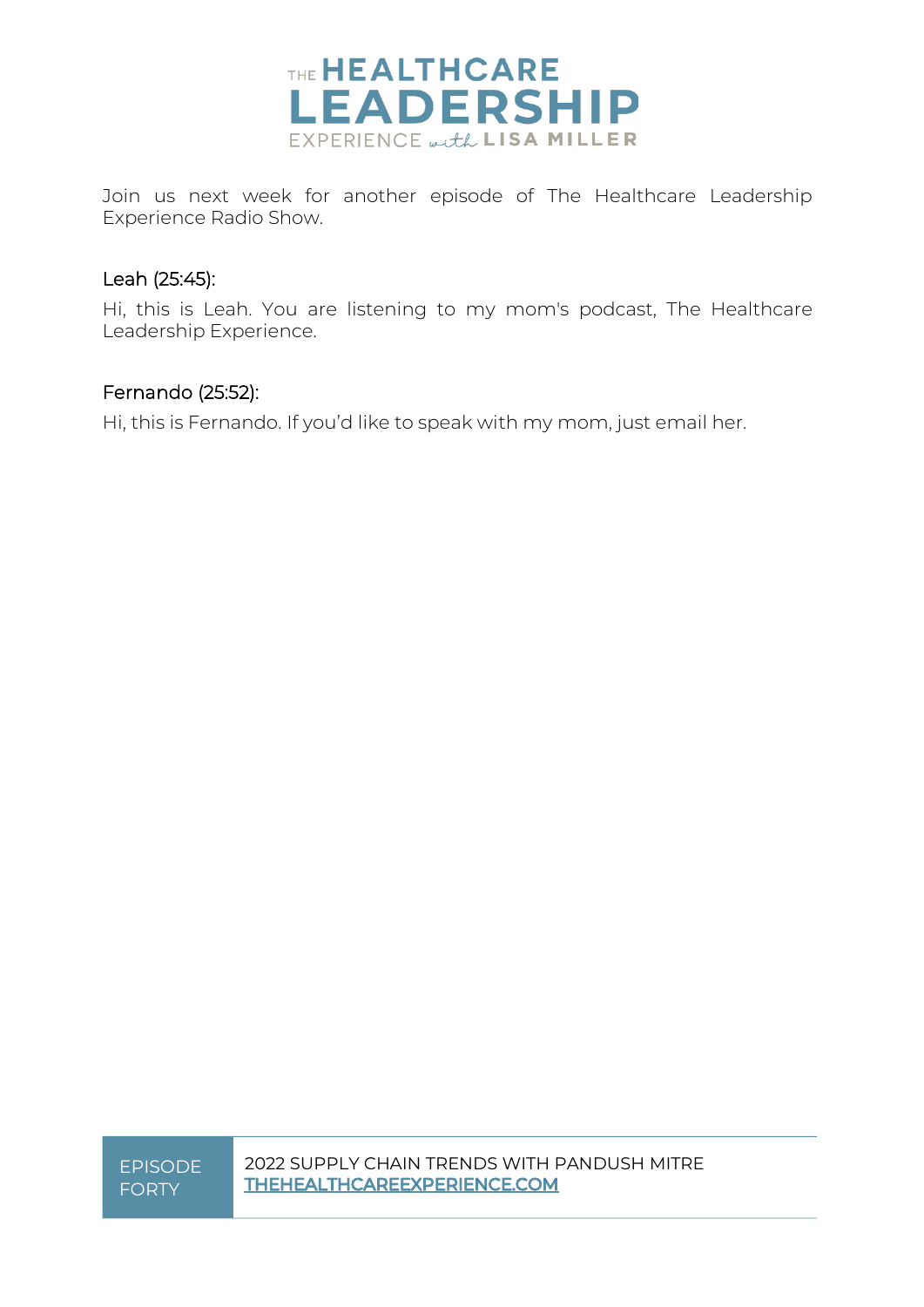Join us next week for another episode of The Healthcare Leadership Experience Radio Show.

Leah (25:45):

Hi, this is Leah. You are listening to my mom's podcast, The Healthcare Leadership Experience.

Fernando (25:52):

Hi, this is Fernando. If you'd like to speak with my mom, just email her.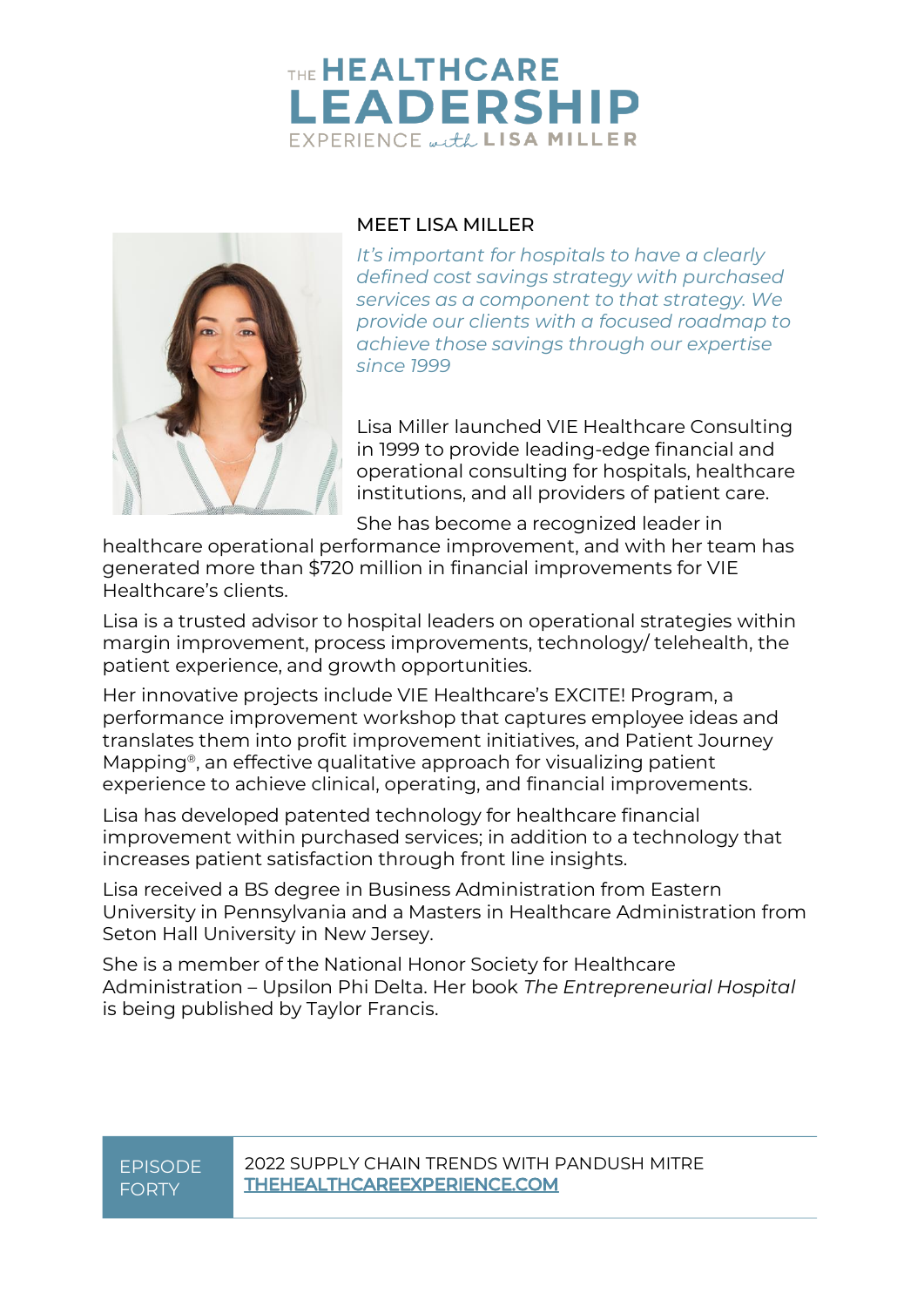# THE HEALTHCARE LEADERSHIP EXPERIENCE *with* LISA MILLER

## MEET LISA MILLER

*It's important for hospitals to have a clearly defined cost savings strategy with purchased services as a component to that strategy. We provide our clients with a focused roadmap to achieve those savings through our expertise since 1999*

Lisa Miller launched VIE Healthcare Consulting in 1999 to provide leading-edge financial and operational consulting for hospitals, healthcare institutions, and all providers of patient care.

She has become a recognized leader in healthcare operational performance improvement, and with her team has generated more than $720 million in financial improvements for VIE Healthcare's clients.

Lisa is a trusted advisor to hospital leaders on operational strategies within margin improvement, process improvements, technology/ telehealth, the patient experience, and growth opportunities.

Her innovative projects include VIE Healthcare's EXCITE! Program, a performance improvement workshop that captures employee ideas and translates them into profit improvement initiatives, and Patient Journey Mapping®, an effective qualitative approach for visualizing patient experience to achieve clinical, operating, and financial improvements.

Lisa has developed patented technology for healthcare financial improvement within purchased services; in addition to a technology that increases patient satisfaction through front line insights.

Lisa received a BS degree in Business Administration from Eastern University in Pennsylvania and a Masters in Healthcare Administration from Seton Hall University in New Jersey.

She is a member of the National Honor Society for Healthcare Administration – Upsilon Phi Delta. Her book *The Entrepreneurial Hospital* is being published by Taylor Francis.

EPISODE FORTY | 2022 SUPPLY CHAIN TRENDS WITH PANDUSH MITRE
THEHEALTHCAREEXPERIENCE.COM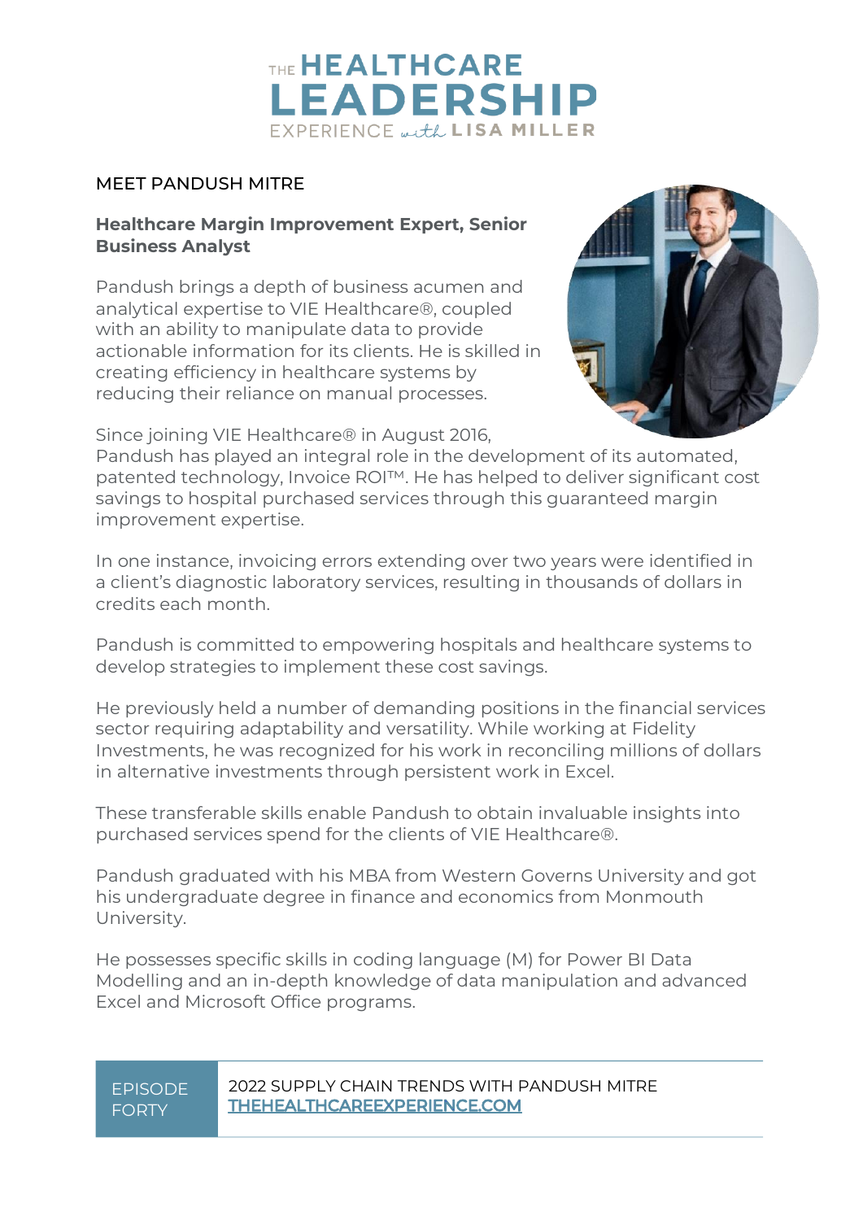THE HEALTHCARE LEADERSHIP EXPERIENCE with LISA MILLER

## MEET PANDUSH MITRE

### Healthcare Margin Improvement Expert, Senior Business Analyst

Pandush brings a depth of business acumen and analytical expertise to VIE Healthcare®, coupled with an ability to manipulate data to provide actionable information for its clients. He is skilled in creating efficiency in healthcare systems by reducing their reliance on manual processes.

Since joining VIE Healthcare® in August 2016, Pandush has played an integral role in the development of its automated, patented technology, Invoice ROI™. He has helped to deliver significant cost savings to hospital purchased services through this guaranteed margin improvement expertise.

In one instance, invoicing errors extending over two years were identified in a client's diagnostic laboratory services, resulting in thousands of dollars in credits each month.

Pandush is committed to empowering hospitals and healthcare systems to develop strategies to implement these cost savings.

He previously held a number of demanding positions in the financial services sector requiring adaptability and versatility. While working at Fidelity Investments, he was recognized for his work in reconciling millions of dollars in alternative investments through persistent work in Excel.

These transferable skills enable Pandush to obtain invaluable insights into purchased services spend for the clients of VIE Healthcare®.

Pandush graduated with his MBA from Western Governs University and got his undergraduate degree in finance and economics from Monmouth University.

He possesses specific skills in coding language (M) for Power BI Data Modelling and an in-depth knowledge of data manipulation and advanced Excel and Microsoft Office programs.

EPISODE FORTY

2022 SUPPLY CHAIN TRENDS WITH PANDUSH MITRE
THEHEALTHCAREEXPERIENCE.COM